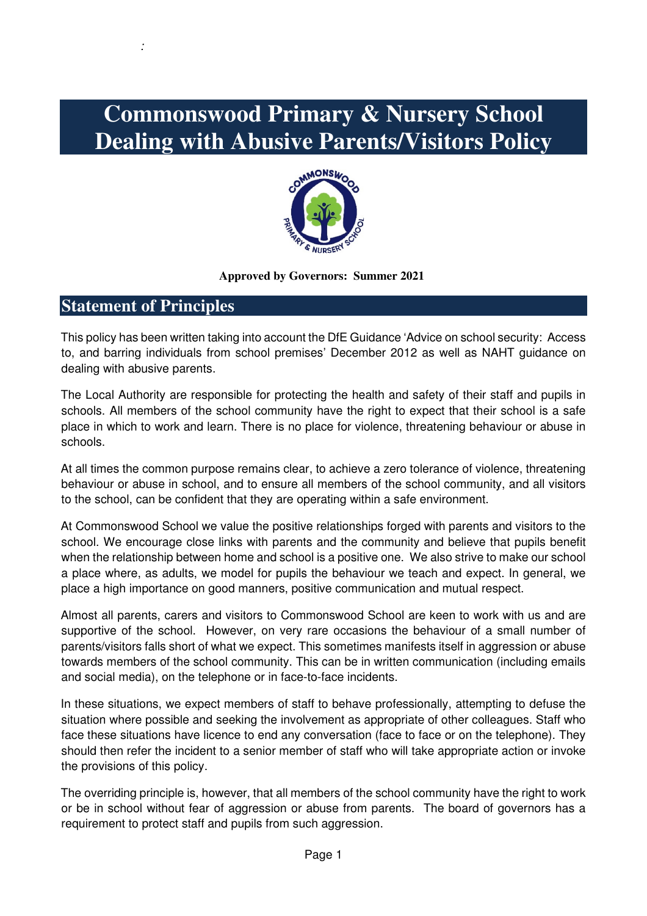# Commonswood Primary & Nursery School
# Dealing with Abusive Parents/Visitors Policy

**Approved by Governors: Summer 2021**

## Statement of Principles

This policy has been written taking into account the DfE Guidance 'Advice on school security: Access to, and barring individuals from school premises' December 2012 as well as NAHT guidance on dealing with abusive parents.

The Local Authority are responsible for protecting the health and safety of their staff and pupils in schools. All members of the school community have the right to expect that their school is a safe place in which to work and learn. There is no place for violence, threatening behaviour or abuse in schools.

At all times the common purpose remains clear, to achieve a zero tolerance of violence, threatening behaviour or abuse in school, and to ensure all members of the school community, and all visitors to the school, can be confident that they are operating within a safe environment.

At Commonswood School we value the positive relationships forged with parents and visitors to the school. We encourage close links with parents and the community and believe that pupils benefit when the relationship between home and school is a positive one. We also strive to make our school a place where, as adults, we model for pupils the behaviour we teach and expect. In general, we place a high importance on good manners, positive communication and mutual respect.

Almost all parents, carers and visitors to Commonswood School are keen to work with us and are supportive of the school. However, on very rare occasions the behaviour of a small number of parents/visitors falls short of what we expect. This sometimes manifests itself in aggression or abuse towards members of the school community. This can be in written communication (including emails and social media), on the telephone or in face-to-face incidents.

In these situations, we expect members of staff to behave professionally, attempting to defuse the situation where possible and seeking the involvement as appropriate of other colleagues. Staff who face these situations have licence to end any conversation (face to face or on the telephone). They should then refer the incident to a senior member of staff who will take appropriate action or invoke the provisions of this policy.

The overriding principle is, however, that all members of the school community have the right to work or be in school without fear of aggression or abuse from parents. The board of governors has a requirement to protect staff and pupils from such aggression.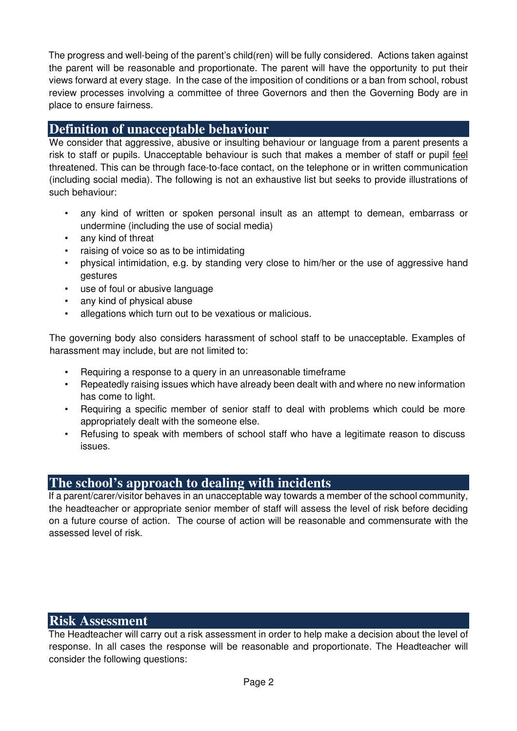The progress and well-being of the parent's child(ren) will be fully considered. Actions taken against the parent will be reasonable and proportionate. The parent will have the opportunity to put their views forward at every stage. In the case of the imposition of conditions or a ban from school, robust review processes involving a committee of three Governors and then the Governing Body are in place to ensure fairness.

## Definition of unacceptable behaviour

We consider that aggressive, abusive or insulting behaviour or language from a parent presents a risk to staff or pupils. Unacceptable behaviour is such that makes a member of staff or pupil <u>feel</u> threatened. This can be through face-to-face contact, on the telephone or in written communication (including social media). The following is not an exhaustive list but seeks to provide illustrations of such behaviour:

- any kind of written or spoken personal insult as an attempt to demean, embarrass or undermine (including the use of social media)
- any kind of threat
- raising of voice so as to be intimidating
- physical intimidation, e.g. by standing very close to him/her or the use of aggressive hand gestures
- use of foul or abusive language
- any kind of physical abuse
- allegations which turn out to be vexatious or malicious.

The governing body also considers harassment of school staff to be unacceptable. Examples of harassment may include, but are not limited to:

- Requiring a response to a query in an unreasonable timeframe
- Repeatedly raising issues which have already been dealt with and where no new information has come to light.
- Requiring a specific member of senior staff to deal with problems which could be more appropriately dealt with the someone else.
- Refusing to speak with members of school staff who have a legitimate reason to discuss issues.

## The school's approach to dealing with incidents

If a parent/carer/visitor behaves in an unacceptable way towards a member of the school community, the headteacher or appropriate senior member of staff will assess the level of risk before deciding on a future course of action. The course of action will be reasonable and commensurate with the assessed level of risk.

## Risk Assessment

The Headteacher will carry out a risk assessment in order to help make a decision about the level of response. In all cases the response will be reasonable and proportionate. The Headteacher will consider the following questions: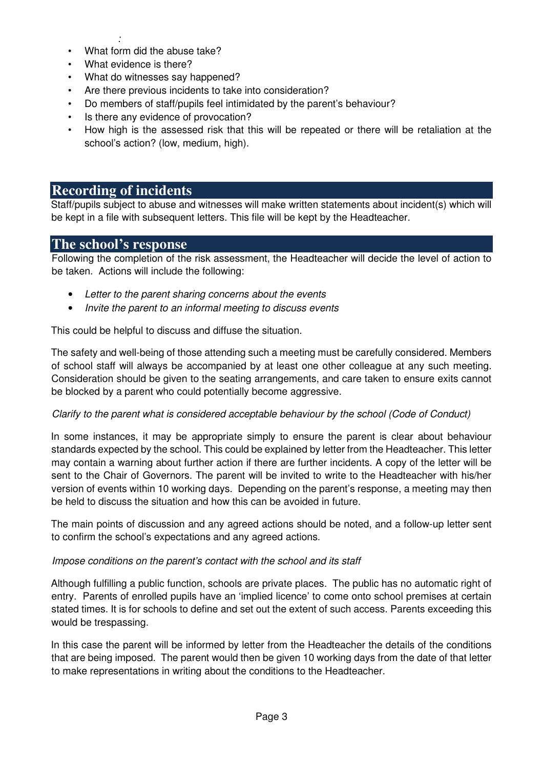:

- What form did the abuse take?
- What evidence is there?
- What do witnesses say happened?
- Are there previous incidents to take into consideration?
- Do members of staff/pupils feel intimidated by the parent's behaviour?
- Is there any evidence of provocation?
- How high is the assessed risk that this will be repeated or there will be retaliation at the school's action? (low, medium, high).

## Recording of incidents

Staff/pupils subject to abuse and witnesses will make written statements about incident(s) which will be kept in a file with subsequent letters. This file will be kept by the Headteacher.

## The school's response

Following the completion of the risk assessment, the Headteacher will decide the level of action to be taken. Actions will include the following:

- *Letter to the parent sharing concerns about the events*
- *Invite the parent to an informal meeting to discuss events*

This could be helpful to discuss and diffuse the situation.

The safety and well-being of those attending such a meeting must be carefully considered. Members of school staff will always be accompanied by at least one other colleague at any such meeting. Consideration should be given to the seating arrangements, and care taken to ensure exits cannot be blocked by a parent who could potentially become aggressive.

*Clarify to the parent what is considered acceptable behaviour by the school (Code of Conduct)*

In some instances, it may be appropriate simply to ensure the parent is clear about behaviour standards expected by the school. This could be explained by letter from the Headteacher. This letter may contain a warning about further action if there are further incidents. A copy of the letter will be sent to the Chair of Governors. The parent will be invited to write to the Headteacher with his/her version of events within 10 working days. Depending on the parent's response, a meeting may then be held to discuss the situation and how this can be avoided in future.

The main points of discussion and any agreed actions should be noted, and a follow-up letter sent to confirm the school's expectations and any agreed actions.

*Impose conditions on the parent's contact with the school and its staff*

Although fulfilling a public function, schools are private places. The public has no automatic right of entry. Parents of enrolled pupils have an 'implied licence' to come onto school premises at certain stated times. It is for schools to define and set out the extent of such access. Parents exceeding this would be trespassing.

In this case the parent will be informed by letter from the Headteacher the details of the conditions that are being imposed. The parent would then be given 10 working days from the date of that letter to make representations in writing about the conditions to the Headteacher.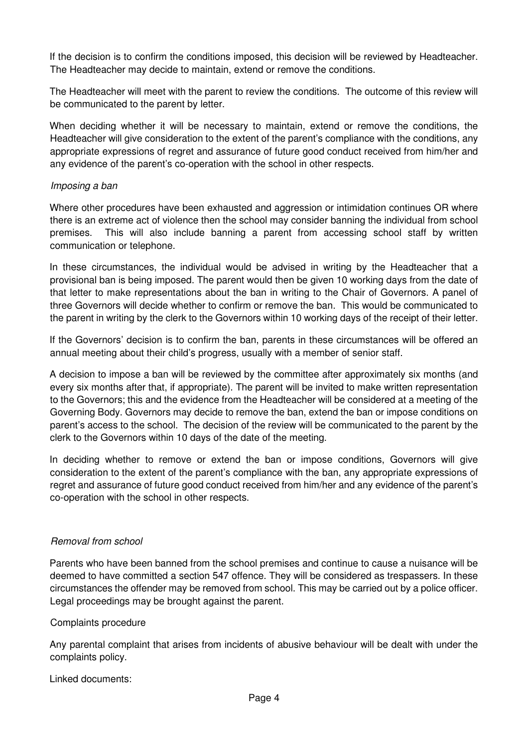If the decision is to confirm the conditions imposed, this decision will be reviewed by Headteacher. The Headteacher may decide to maintain, extend or remove the conditions.

The Headteacher will meet with the parent to review the conditions. The outcome of this review will be communicated to the parent by letter.

When deciding whether it will be necessary to maintain, extend or remove the conditions, the Headteacher will give consideration to the extent of the parent's compliance with the conditions, any appropriate expressions of regret and assurance of future good conduct received from him/her and any evidence of the parent's co-operation with the school in other respects.

*Imposing a ban*

Where other procedures have been exhausted and aggression or intimidation continues OR where there is an extreme act of violence then the school may consider banning the individual from school premises. This will also include banning a parent from accessing school staff by written communication or telephone.

In these circumstances, the individual would be advised in writing by the Headteacher that a provisional ban is being imposed. The parent would then be given 10 working days from the date of that letter to make representations about the ban in writing to the Chair of Governors. A panel of three Governors will decide whether to confirm or remove the ban. This would be communicated to the parent in writing by the clerk to the Governors within 10 working days of the receipt of their letter.

If the Governors' decision is to confirm the ban, parents in these circumstances will be offered an annual meeting about their child's progress, usually with a member of senior staff.

A decision to impose a ban will be reviewed by the committee after approximately six months (and every six months after that, if appropriate). The parent will be invited to make written representation to the Governors; this and the evidence from the Headteacher will be considered at a meeting of the Governing Body. Governors may decide to remove the ban, extend the ban or impose conditions on parent's access to the school. The decision of the review will be communicated to the parent by the clerk to the Governors within 10 days of the date of the meeting.

In deciding whether to remove or extend the ban or impose conditions, Governors will give consideration to the extent of the parent's compliance with the ban, any appropriate expressions of regret and assurance of future good conduct received from him/her and any evidence of the parent's co-operation with the school in other respects.

*Removal from school*

Parents who have been banned from the school premises and continue to cause a nuisance will be deemed to have committed a section 547 offence. They will be considered as trespassers. In these circumstances the offender may be removed from school. This may be carried out by a police officer. Legal proceedings may be brought against the parent.

Complaints procedure

Any parental complaint that arises from incidents of abusive behaviour will be dealt with under the complaints policy.

Linked documents: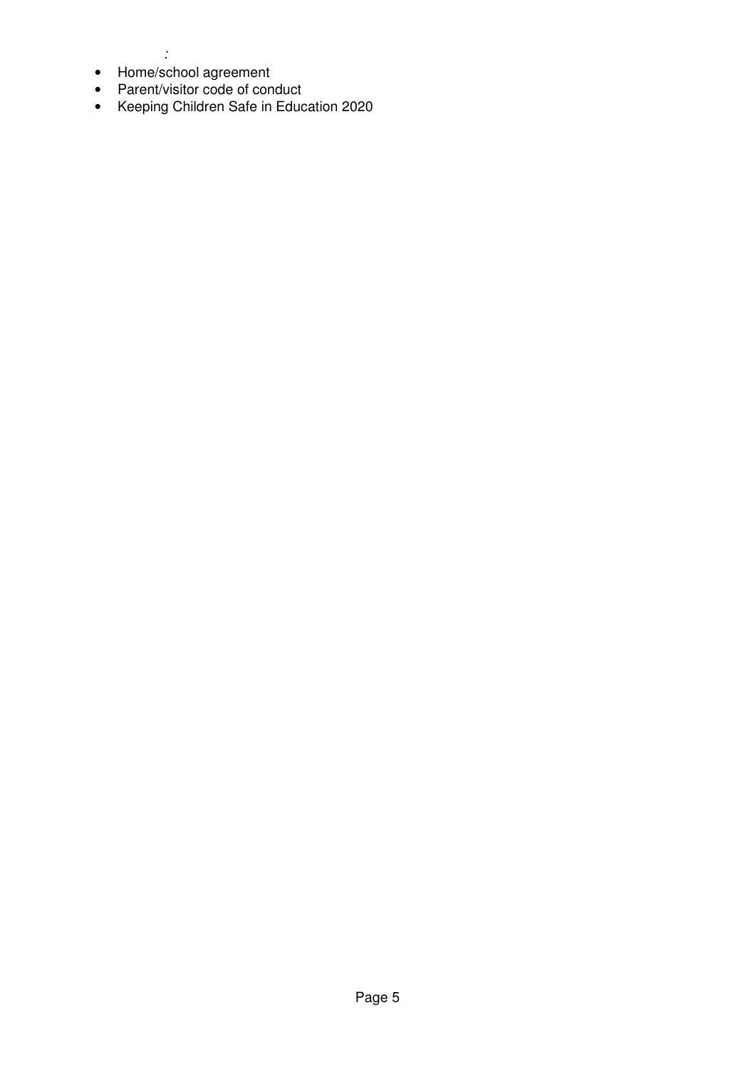:

- Home/school agreement
- Parent/visitor code of conduct
- Keeping Children Safe in Education 2020